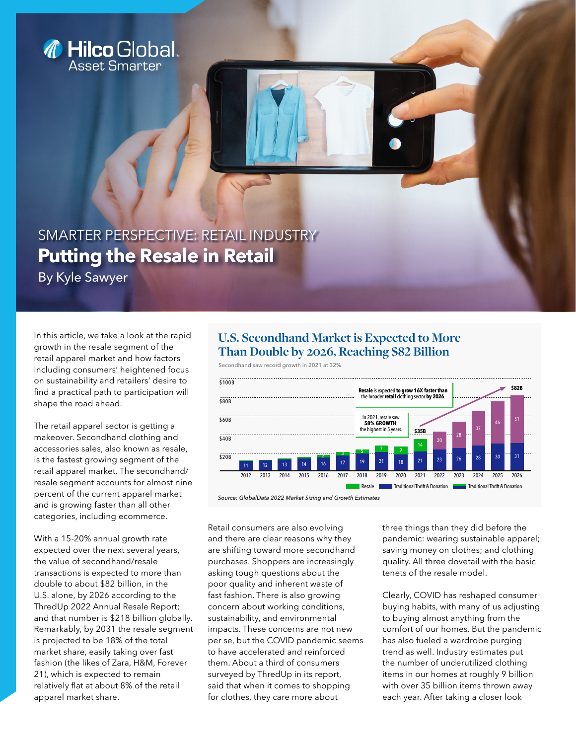# SMARTER PERSPECTIVE: RETAIL INDUSTRY

## Putting the Resale in Retail

By Kyle Sawyer

In this article, we take a look at the rapid growth in the resale segment of the retail apparel market and how factors including consumers' heightened focus on sustainability and retailers' desire to find a practical path to participation will shape the road ahead.

The retail apparel sector is getting a makeover. Secondhand clothing and accessories sales, also known as resale, is the fastest growing segment of the retail apparel market. The secondhand/resale segment accounts for almost nine percent of the current apparel market and is growing faster than all other categories, including ecommerce.

With a 15-20% annual growth rate expected over the next several years, the value of secondhand/resale transactions is expected to more than double to about $82 billion, in the U.S. alone, by 2026 according to the ThredUp 2022 Annual Resale Report; and that number is $218 billion globally. Remarkably, by 2031 the resale segment is projected to be 18% of the total market share, easily taking over fast fashion (the likes of Zara, H&M, Forever 21), which is expected to remain relatively flat at about 8% of the retail apparel market share.

### U.S. Secondhand Market is Expected to More Than Double by 2026, Reaching $82 Billion

Secondhand saw record growth in 2021 at 32%.

**Resale** is expected **to grow 16X faster than** the broader **retail** clothing sector **by 2026.**

In 2021, resale saw **58% GROWTH,** the highest in 5 years.

| Year | Traditional Thrift & Donation | Resale | Total |
|---|---|---|---|
| 2012 | 11 | | |
| 2013 | 12 | | |
| 2014 | 13 | | |
| 2015 | 14 | | |
| 2016 | 16 | 2 | |
| 2017 | 17 | 3 | |
| 2018 | 19 | 5 | |
| 2019 | 21 | 7 | |
| 2020 | 18 | 9 | |
| 2021 | 21 | 14 | $35B |
| 2022 | 23 | 20 | |
| 2023 | 26 | 28 | |
| 2024 | 28 | 37 | |
| 2025 | 30 | 46 | |
| 2026 | 31 | 51 | $82B |

*Source: GlobalData 2022 Market Sizing and Growth Estimates*

Retail consumers are also evolving and there are clear reasons why they are shifting toward more secondhand purchases. Shoppers are increasingly asking tough questions about the poor quality and inherent waste of fast fashion. There is also growing concern about working conditions, sustainability, and environmental impacts. These concerns are not new per se, but the COVID pandemic seems to have accelerated and reinforced them. About a third of consumers surveyed by ThredUp in its report, said that when it comes to shopping for clothes, they care more about three things than they did before the pandemic: wearing sustainable apparel; saving money on clothes; and clothing quality. All three dovetail with the basic tenets of the resale model.

Clearly, COVID has reshaped consumer buying habits, with many of us adjusting to buying almost anything from the comfort of our homes. But the pandemic has also fueled a wardrobe purging trend as well. Industry estimates put the number of underutilized clothing items in our homes at roughly 9 billion with over 35 billion items thrown away each year. After taking a closer look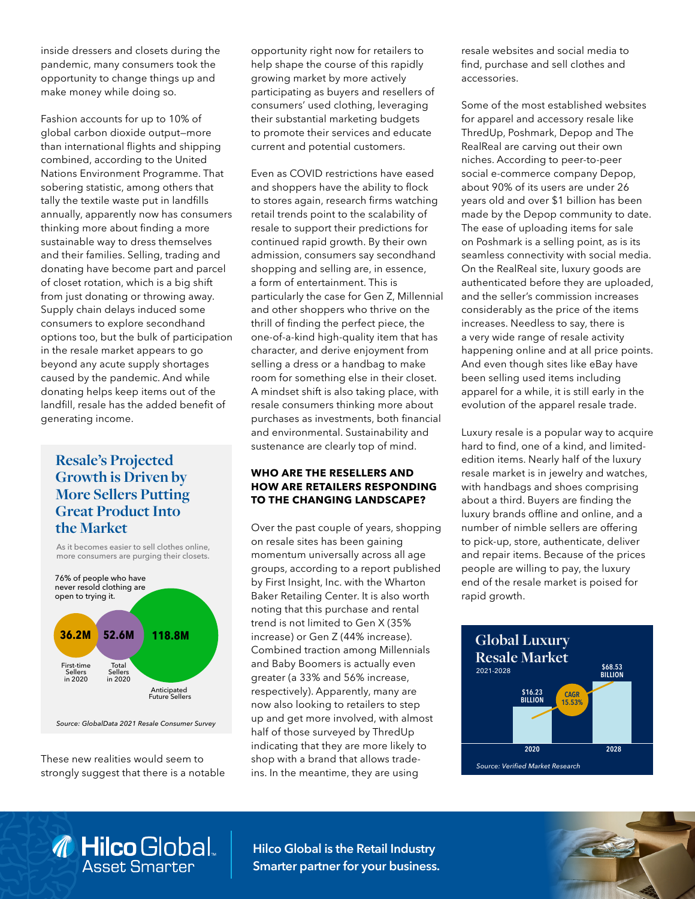inside dressers and closets during the pandemic, many consumers took the opportunity to change things up and make money while doing so.

Fashion accounts for up to 10% of global carbon dioxide output—more than international flights and shipping combined, according to the United Nations Environment Programme. That sobering statistic, among others that tally the textile waste put in landfills annually, apparently now has consumers thinking more about finding a more sustainable way to dress themselves and their families. Selling, trading and donating have become part and parcel of closet rotation, which is a big shift from just donating or throwing away. Supply chain delays induced some consumers to explore secondhand options too, but the bulk of participation in the resale market appears to go beyond any acute supply shortages caused by the pandemic. And while donating helps keep items out of the landfill, resale has the added benefit of generating income.

## Resale's Projected Growth is Driven by More Sellers Putting Great Product Into the Market

As it becomes easier to sell clothes online, more consumers are purging their closets.

76% of people who have never resold clothing are open to trying it.

| 36.2M | 52.6M | 118.8M |
|---|---|---|
| First-time Sellers in 2020 | Total Sellers in 2020 | Anticipated Future Sellers |

*Source: GlobalData 2021 Resale Consumer Survey*

These new realities would seem to strongly suggest that there is a notable opportunity right now for retailers to help shape the course of this rapidly growing market by more actively participating as buyers and resellers of consumers' used clothing, leveraging their substantial marketing budgets to promote their services and educate current and potential customers.

Even as COVID restrictions have eased and shoppers have the ability to flock to stores again, research firms watching retail trends point to the scalability of resale to support their predictions for continued rapid growth. By their own admission, consumers say secondhand shopping and selling are, in essence, a form of entertainment. This is particularly the case for Gen Z, Millennial and other shoppers who thrive on the thrill of finding the perfect piece, the one-of-a-kind high-quality item that has character, and derive enjoyment from selling a dress or a handbag to make room for something else in their closet. A mindset shift is also taking place, with resale consumers thinking more about purchases as investments, both financial and environmental. Sustainability and sustenance are clearly top of mind.

### WHO ARE THE RESELLERS AND HOW ARE RETAILERS RESPONDING TO THE CHANGING LANDSCAPE?

Over the past couple of years, shopping on resale sites has been gaining momentum universally across all age groups, according to a report published by First Insight, Inc. with the Wharton Baker Retailing Center. It is also worth noting that this purchase and rental trend is not limited to Gen X (35% increase) or Gen Z (44% increase). Combined traction among Millennials and Baby Boomers is actually even greater (a 33% and 56% increase, respectively). Apparently, many are now also looking to retailers to step up and get more involved, with almost half of those surveyed by ThredUp indicating that they are more likely to shop with a brand that allows trade-ins. In the meantime, they are using resale websites and social media to find, purchase and sell clothes and accessories.

Some of the most established websites for apparel and accessory resale like ThredUp, Poshmark, Depop and The RealReal are carving out their own niches. According to peer-to-peer social e-commerce company Depop, about 90% of its users are under 26 years old and over $1 billion has been made by the Depop community to date. The ease of uploading items for sale on Poshmark is a selling point, as is its seamless connectivity with social media. On the RealReal site, luxury goods are authenticated before they are uploaded, and the seller's commission increases considerably as the price of the items increases. Needless to say, there is a very wide range of resale activity happening online and at all price points. And even though sites like eBay have been selling used items including apparel for a while, it is still early in the evolution of the apparel resale trade.

Luxury resale is a popular way to acquire hard to find, one of a kind, and limited-edition items. Nearly half of the luxury resale market is in jewelry and watches, with handbags and shoes comprising about a third. Buyers are finding the luxury brands offline and online, and a number of nimble sellers are offering to pick-up, store, authenticate, deliver and repair items. Because of the prices people are willing to pay, the luxury end of the resale market is poised for rapid growth.

## Global Luxury Resale Market

2021-2028

| Year | Market Size |
|---|---|
| 2020 | $16.23 BILLION |
| 2028 | $68.53 BILLION |

CAGR 15.53%

*Source: Verified Market Research*

**Hilco Global is the Retail Industry Smarter partner for your business.**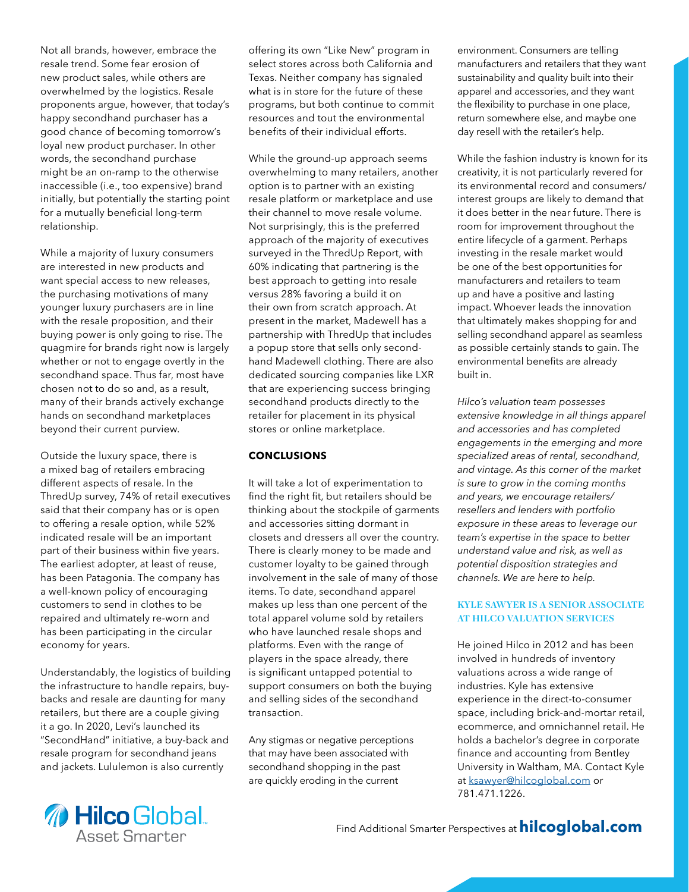Not all brands, however, embrace the resale trend. Some fear erosion of new product sales, while others are overwhelmed by the logistics. Resale proponents argue, however, that today's happy secondhand purchaser has a good chance of becoming tomorrow's loyal new product purchaser. In other words, the secondhand purchase might be an on-ramp to the otherwise inaccessible (i.e., too expensive) brand initially, but potentially the starting point for a mutually beneficial long-term relationship.

While a majority of luxury consumers are interested in new products and want special access to new releases, the purchasing motivations of many younger luxury purchasers are in line with the resale proposition, and their buying power is only going to rise. The quagmire for brands right now is largely whether or not to engage overtly in the secondhand space. Thus far, most have chosen not to do so and, as a result, many of their brands actively exchange hands on secondhand marketplaces beyond their current purview.

Outside the luxury space, there is a mixed bag of retailers embracing different aspects of resale. In the ThredUp survey, 74% of retail executives said that their company has or is open to offering a resale option, while 52% indicated resale will be an important part of their business within five years. The earliest adopter, at least of reuse, has been Patagonia. The company has a well-known policy of encouraging customers to send in clothes to be repaired and ultimately re-worn and has been participating in the circular economy for years.

Understandably, the logistics of building the infrastructure to handle repairs, buy-backs and resale are daunting for many retailers, but there are a couple giving it a go. In 2020, Levi's launched its "SecondHand" initiative, a buy-back and resale program for secondhand jeans and jackets. Lululemon is also currently offering its own "Like New" program in select stores across both California and Texas. Neither company has signaled what is in store for the future of these programs, but both continue to commit resources and tout the environmental benefits of their individual efforts.

While the ground-up approach seems overwhelming to many retailers, another option is to partner with an existing resale platform or marketplace and use their channel to move resale volume. Not surprisingly, this is the preferred approach of the majority of executives surveyed in the ThredUp Report, with 60% indicating that partnering is the best approach to getting into resale versus 28% favoring a build it on their own from scratch approach. At present in the market, Madewell has a partnership with ThredUp that includes a popup store that sells only second-hand Madewell clothing. There are also dedicated sourcing companies like LXR that are experiencing success bringing secondhand products directly to the retailer for placement in its physical stores or online marketplace.

## CONCLUSIONS

It will take a lot of experimentation to find the right fit, but retailers should be thinking about the stockpile of garments and accessories sitting dormant in closets and dressers all over the country. There is clearly money to be made and customer loyalty to be gained through involvement in the sale of many of those items. To date, secondhand apparel makes up less than one percent of the total apparel volume sold by retailers who have launched resale shops and platforms. Even with the range of players in the space already, there is significant untapped potential to support consumers on both the buying and selling sides of the secondhand transaction.

Any stigmas or negative perceptions that may have been associated with secondhand shopping in the past are quickly eroding in the current environment. Consumers are telling manufacturers and retailers that they want sustainability and quality built into their apparel and accessories, and they want the flexibility to purchase in one place, return somewhere else, and maybe one day resell with the retailer's help.

While the fashion industry is known for its creativity, it is not particularly revered for its environmental record and consumers/interest groups are likely to demand that it does better in the near future. There is room for improvement throughout the entire lifecycle of a garment. Perhaps investing in the resale market would be one of the best opportunities for manufacturers and retailers to team up and have a positive and lasting impact. Whoever leads the innovation that ultimately makes shopping for and selling secondhand apparel as seamless as possible certainly stands to gain. The environmental benefits are already built in.

*Hilco's valuation team possesses extensive knowledge in all things apparel and accessories and has completed engagements in the emerging and more specialized areas of rental, secondhand, and vintage. As this corner of the market is sure to grow in the coming months and years, we encourage retailers/resellers and lenders with portfolio exposure in these areas to leverage our team's expertise in the space to better understand value and risk, as well as potential disposition strategies and channels. We are here to help.*

**KYLE SAWYER IS A SENIOR ASSOCIATE AT HILCO VALUATION SERVICES**

He joined Hilco in 2012 and has been involved in hundreds of inventory valuations across a wide range of industries. Kyle has extensive experience in the direct-to-consumer space, including brick-and-mortar retail, ecommerce, and omnichannel retail. He holds a bachelor's degree in corporate finance and accounting from Bentley University in Waltham, MA. Contact Kyle at ksawyer@hilcoglobal.com or 781.471.1226.

Hilco Global
Asset Smarter

Find Additional Smarter Perspectives at **hilcoglobal.com**